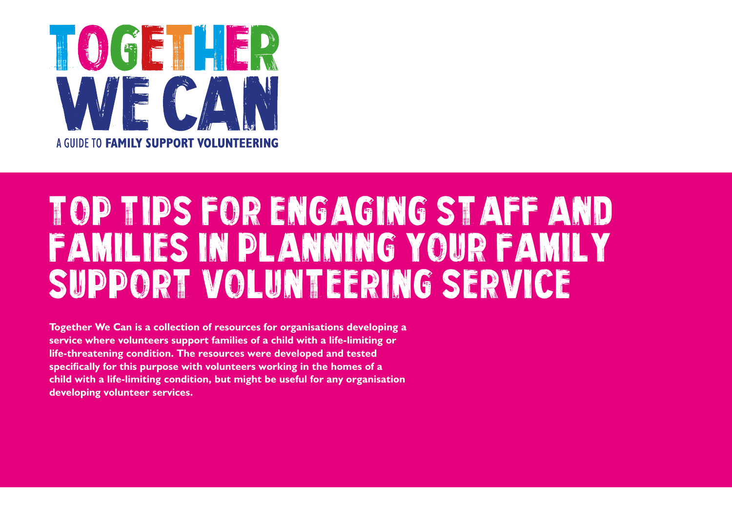# TOGETHER WE CAN

A GUIDE TO **FAMILY SUPPORT VOLUNTEERING**

# TOP TIPS FOR ENGAGING STAFF AND FAMILIES IN PLANNING YOUR FAMILY SUPPORT VOLUNTEERING SERVICE

**Together We Can is a collection of resources for organisations developing a service where volunteers support families of a child with a life-limiting or life-threatening condition. The resources were developed and tested specifically for this purpose with volunteers working in the homes of a child with a life-limiting condition, but might be useful for any organisation developing volunteer services.**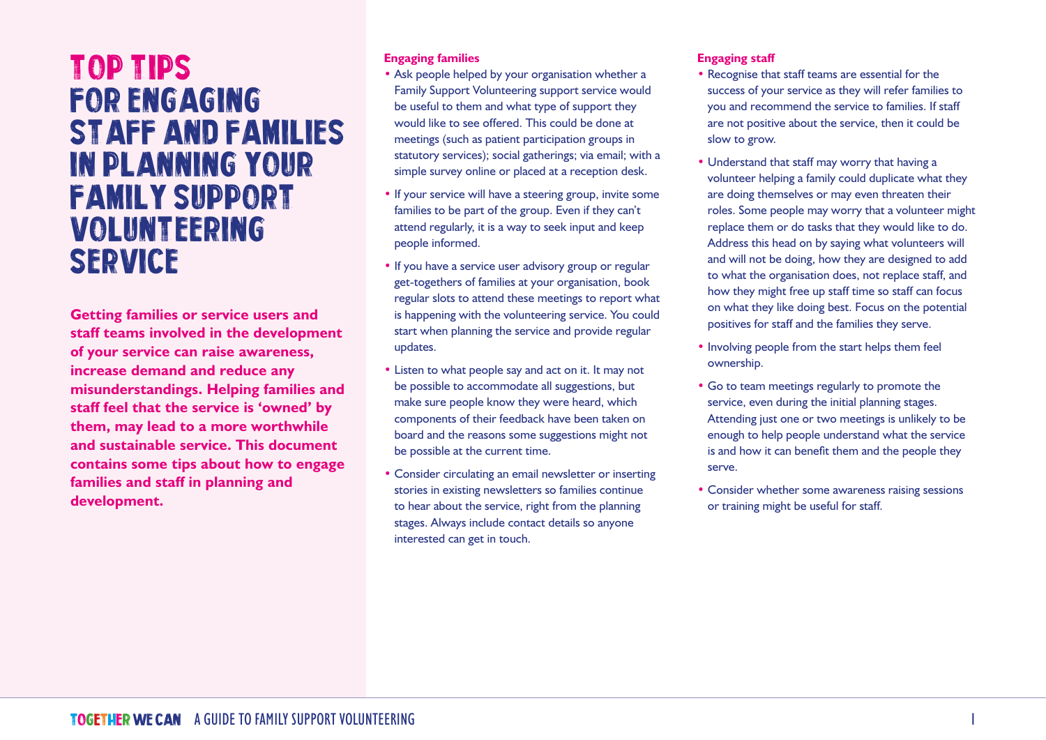# TOP TIPS FOR ENGAGING STAFF AND FAMILIES IN PLANNING YOUR FAMILY SUPPORT VOLUNTEERING SERVICE

**Getting families or service users and staff teams involved in the development of your service can raise awareness, increase demand and reduce any misunderstandings. Helping families and staff feel that the service is 'owned' by them, may lead to a more worthwhile and sustainable service. This document contains some tips about how to engage families and staff in planning and development.**

### Engaging families

- Ask people helped by your organisation whether a Family Support Volunteering support service would be useful to them and what type of support they would like to see offered. This could be done at meetings (such as patient participation groups in statutory services); social gatherings; via email; with a simple survey online or placed at a reception desk.
- If your service will have a steering group, invite some families to be part of the group. Even if they can't attend regularly, it is a way to seek input and keep people informed.
- If you have a service user advisory group or regular get-togethers of families at your organisation, book regular slots to attend these meetings to report what is happening with the volunteering service. You could start when planning the service and provide regular updates.
- Listen to what people say and act on it. It may not be possible to accommodate all suggestions, but make sure people know they were heard, which components of their feedback have been taken on board and the reasons some suggestions might not be possible at the current time.
- Consider circulating an email newsletter or inserting stories in existing newsletters so families continue to hear about the service, right from the planning stages. Always include contact details so anyone interested can get in touch.

### Engaging staff

- Recognise that staff teams are essential for the success of your service as they will refer families to you and recommend the service to families. If staff are not positive about the service, then it could be slow to grow.
- Understand that staff may worry that having a volunteer helping a family could duplicate what they are doing themselves or may even threaten their roles. Some people may worry that a volunteer might replace them or do tasks that they would like to do. Address this head on by saying what volunteers will and will not be doing, how they are designed to add to what the organisation does, not replace staff, and how they might free up staff time so staff can focus on what they like doing best. Focus on the potential positives for staff and the families they serve.
- Involving people from the start helps them feel ownership.
- Go to team meetings regularly to promote the service, even during the initial planning stages. Attending just one or two meetings is unlikely to be enough to help people understand what the service is and how it can benefit them and the people they serve.
- Consider whether some awareness raising sessions or training might be useful for staff.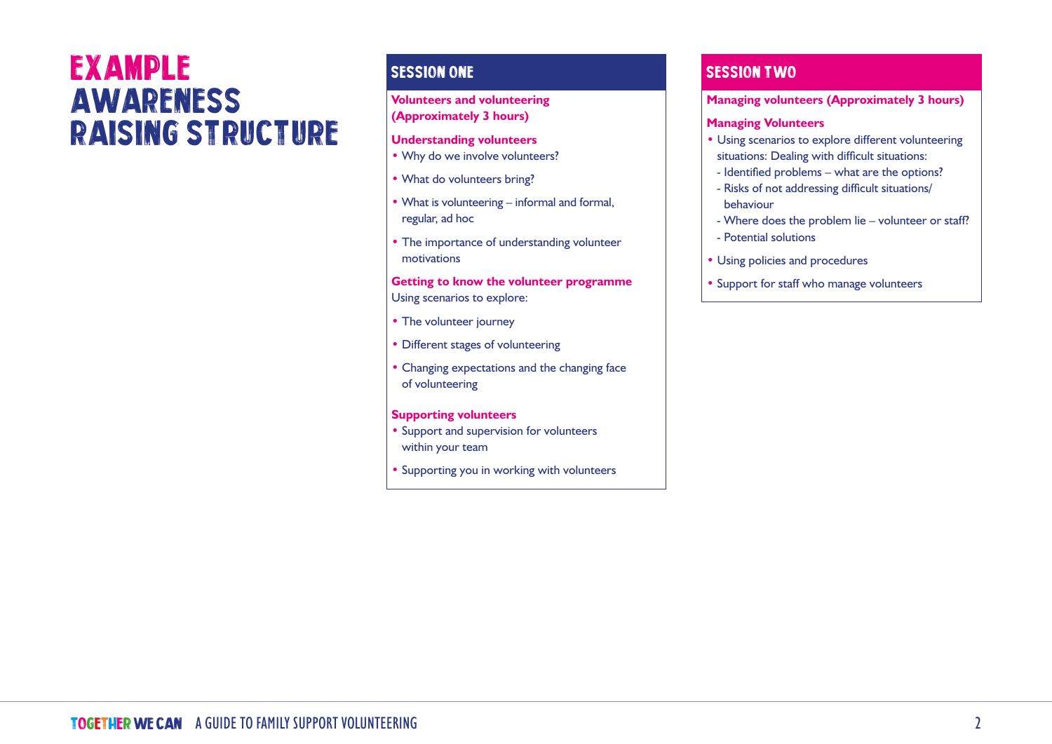# EXAMPLE AWARENESS RAISING STRUCTURE

## SESSION ONE

**Volunteers and volunteering (Approximately 3 hours)**

**Understanding volunteers**

- Why do we involve volunteers?
- What do volunteers bring?
- What is volunteering – informal and formal, regular, ad hoc
- The importance of understanding volunteer motivations

**Getting to know the volunteer programme**

Using scenarios to explore:

- The volunteer journey
- Different stages of volunteering
- Changing expectations and the changing face of volunteering

**Supporting volunteers**

- Support and supervision for volunteers within your team
- Supporting you in working with volunteers

## SESSION TWO

**Managing volunteers (Approximately 3 hours)**

**Managing Volunteers**

- Using scenarios to explore different volunteering situations: Dealing with difficult situations:
  - Identified problems – what are the options?
  - Risks of not addressing difficult situations/ behaviour
  - Where does the problem lie – volunteer or staff?
  - Potential solutions
- Using policies and procedures
- Support for staff who manage volunteers